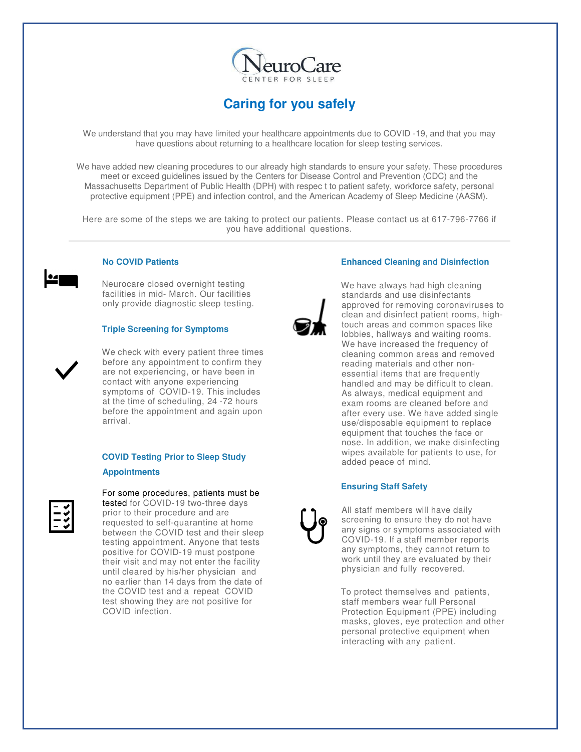NeuroCare
CENTER FOR SLEEP

# Caring for you safely

We understand that you may have limited your healthcare appointments due to COVID -19, and that you may have questions about returning to a healthcare location for sleep testing services.

We have added new cleaning procedures to our already high standards to ensure your safety. These procedures meet or exceed guidelines issued by the Centers for Disease Control and Prevention (CDC) and the Massachusetts Department of Public Health (DPH) with respec t to patient safety, workforce safety, personal protective equipment (PPE) and infection control, and the American Academy of Sleep Medicine (AASM).

Here are some of the steps we are taking to protect our patients. Please contact us at 617-796-7766 if you have additional questions.

---

### No COVID Patients

Neurocare closed overnight testing facilities in mid- March. Our facilities only provide diagnostic sleep testing.

### Triple Screening for Symptoms

We check with every patient three times before any appointment to confirm they are not experiencing, or have been in contact with anyone experiencing symptoms of COVID-19. This includes at the time of scheduling, 24 -72 hours before the appointment and again upon arrival.

### COVID Testing Prior to Sleep Study Appointments

For some procedures, patients must be tested for COVID-19 two-three days prior to their procedure and are requested to self-quarantine at home between the COVID test and their sleep testing appointment. Anyone that tests positive for COVID-19 must postpone their visit and may not enter the facility until cleared by his/her physician and no earlier than 14 days from the date of the COVID test and a repeat COVID test showing they are not positive for COVID infection.

### Enhanced Cleaning and Disinfection

We have always had high cleaning standards and use disinfectants approved for removing coronaviruses to clean and disinfect patient rooms, high-touch areas and common spaces like lobbies, hallways and waiting rooms. We have increased the frequency of cleaning common areas and removed reading materials and other non-essential items that are frequently handled and may be difficult to clean. As always, medical equipment and exam rooms are cleaned before and after every use. We have added single use/disposable equipment to replace equipment that touches the face or nose. In addition, we make disinfecting wipes available for patients to use, for added peace of mind.

### Ensuring Staff Safety

All staff members will have daily screening to ensure they do not have any signs or symptoms associated with COVID-19. If a staff member reports any symptoms, they cannot return to work until they are evaluated by their physician and fully recovered.

To protect themselves and patients, staff members wear full Personal Protection Equipment (PPE) including masks, gloves, eye protection and other personal protective equipment when interacting with any patient.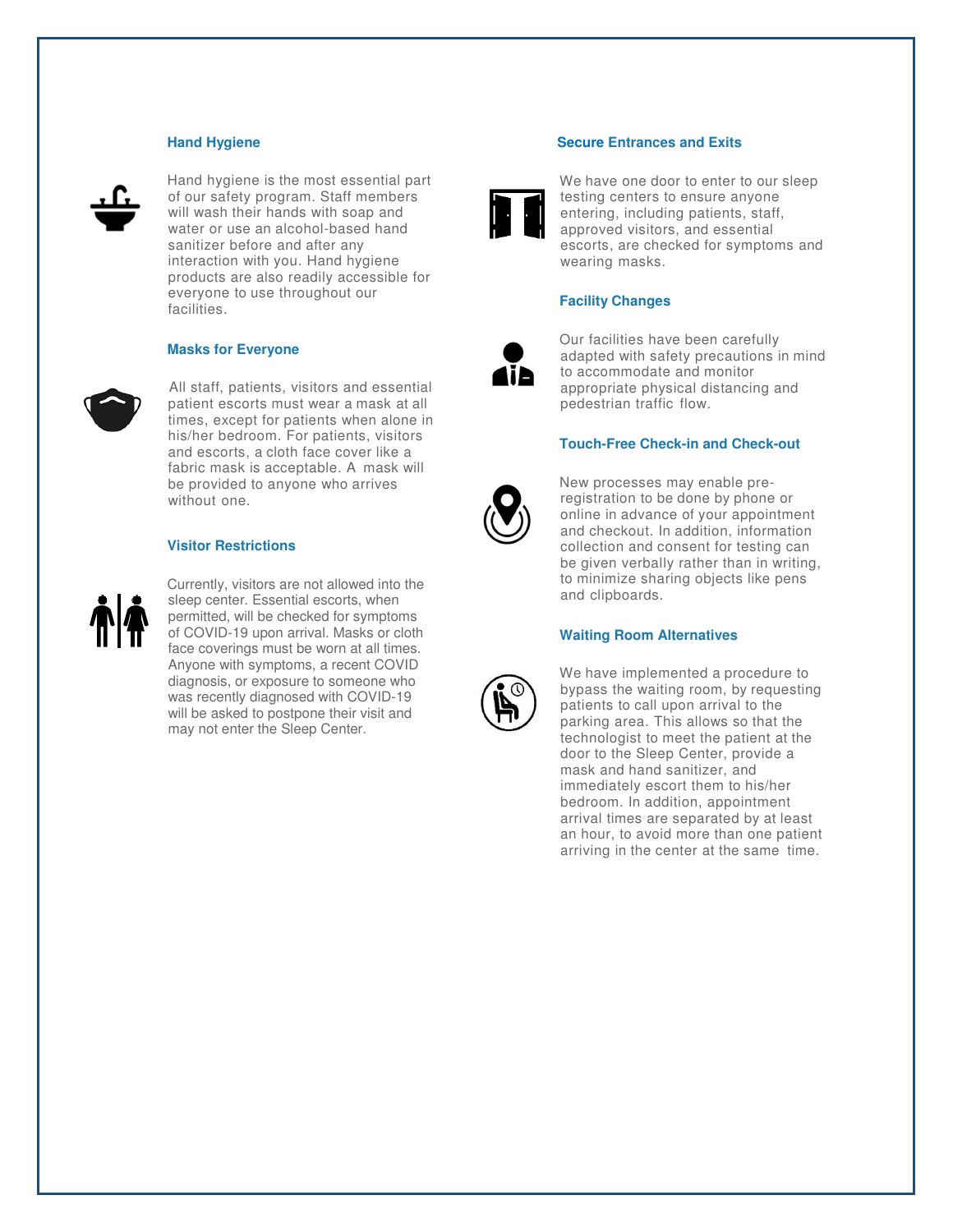### Hand Hygiene

Hand hygiene is the most essential part of our safety program. Staff members will wash their hands with soap and water or use an alcohol-based hand sanitizer before and after any interaction with you. Hand hygiene products are also readily accessible for everyone to use throughout our facilities.

### Masks for Everyone

All staff, patients, visitors and essential patient escorts must wear a mask at all times, except for patients when alone in his/her bedroom. For patients, visitors and escorts, a cloth face cover like a fabric mask is acceptable. A mask will be provided to anyone who arrives without one.

### Visitor Restrictions

Currently, visitors are not allowed into the sleep center. Essential escorts, when permitted, will be checked for symptoms of COVID-19 upon arrival. Masks or cloth face coverings must be worn at all times. Anyone with symptoms, a recent COVID diagnosis, or exposure to someone who was recently diagnosed with COVID-19 will be asked to postpone their visit and may not enter the Sleep Center.

### Secure Entrances and Exits

We have one door to enter to our sleep testing centers to ensure anyone entering, including patients, staff, approved visitors, and essential escorts, are checked for symptoms and wearing masks.

### Facility Changes

Our facilities have been carefully adapted with safety precautions in mind to accommodate and monitor appropriate physical distancing and pedestrian traffic flow.

### Touch-Free Check-in and Check-out

New processes may enable pre-registration to be done by phone or online in advance of your appointment and checkout. In addition, information collection and consent for testing can be given verbally rather than in writing, to minimize sharing objects like pens and clipboards.

### Waiting Room Alternatives

We have implemented a procedure to bypass the waiting room, by requesting patients to call upon arrival to the parking area. This allows so that the technologist to meet the patient at the door to the Sleep Center, provide a mask and hand sanitizer, and immediately escort them to his/her bedroom. In addition, appointment arrival times are separated by at least an hour, to avoid more than one patient arriving in the center at the same time.